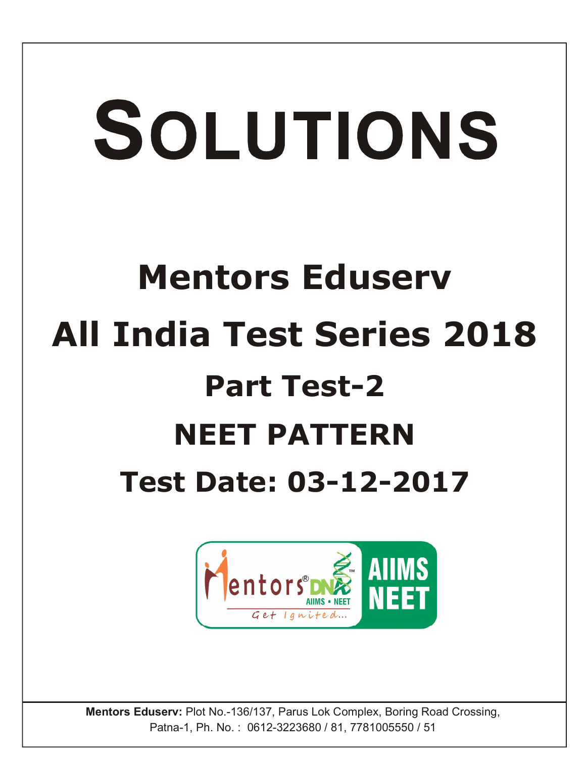# SOLUTIONS

# Mentors Eduserv

# All India Test Series 2018

## Part Test-2

## NEET PATTERN

## Test Date: 03-12-2017

**Mentors Eduserv:** Plot No.-136/137, Parus Lok Complex, Boring Road Crossing, Patna-1, Ph. No. : 0612-3223680 / 81, 7781005550 / 51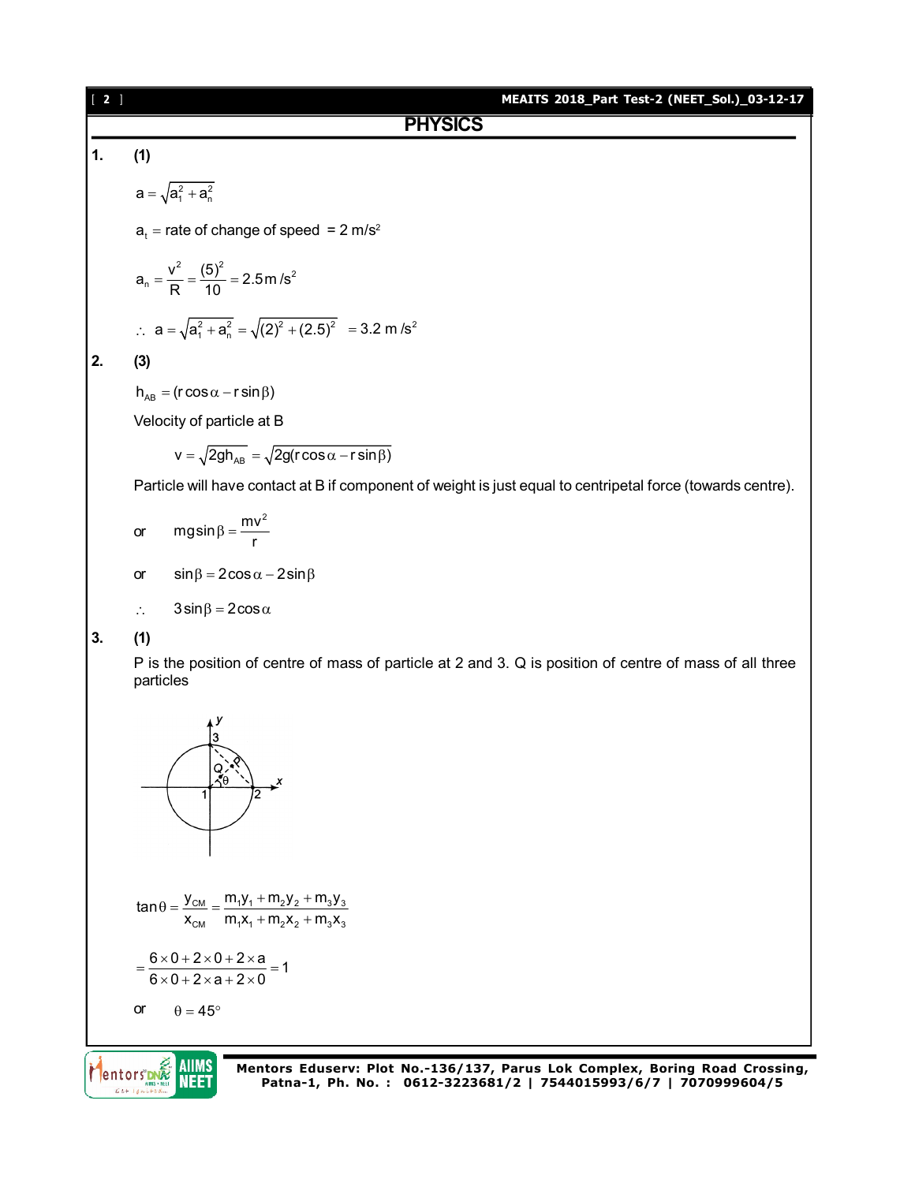## PHYSICS

**1.** **(1)**

$$a = \sqrt{a_1^2 + a_n^2}$$

$a_t$ = rate of change of speed = 2 m/s²

$$a_n = \frac{v^2}{R} = \frac{(5)^2}{10} = 2.5\,m/s^2$$

$$\therefore\; a = \sqrt{a_1^2 + a_n^2} = \sqrt{(2)^2 + (2.5)^2} = 3.2\ m/s^2$$

**2.** **(3)**

$$h_{AB} = (r\cos\alpha - r\sin\beta)$$

Velocity of particle at B

$$v = \sqrt{2gh_{AB}} = \sqrt{2g(r\cos\alpha - r\sin\beta)}$$

Particle will have contact at B if component of weight is just equal to centripetal force (towards centre).

or $\quad mg\sin\beta = \dfrac{mv^2}{r}$

or $\quad \sin\beta = 2\cos\alpha - 2\sin\beta$

$\therefore \quad 3\sin\beta = 2\cos\alpha$

**3.** **(1)**

P is the position of centre of mass of particle at 2 and 3. Q is position of centre of mass of all three particles

$$\tan\theta = \frac{y_{CM}}{x_{CM}} = \frac{m_1y_1 + m_2y_2 + m_3y_3}{m_1x_1 + m_2x_2 + m_3x_3}$$

$$= \frac{6\times 0 + 2\times 0 + 2\times a}{6\times 0 + 2\times a + 2\times 0} = 1$$

or $\quad \theta = 45°$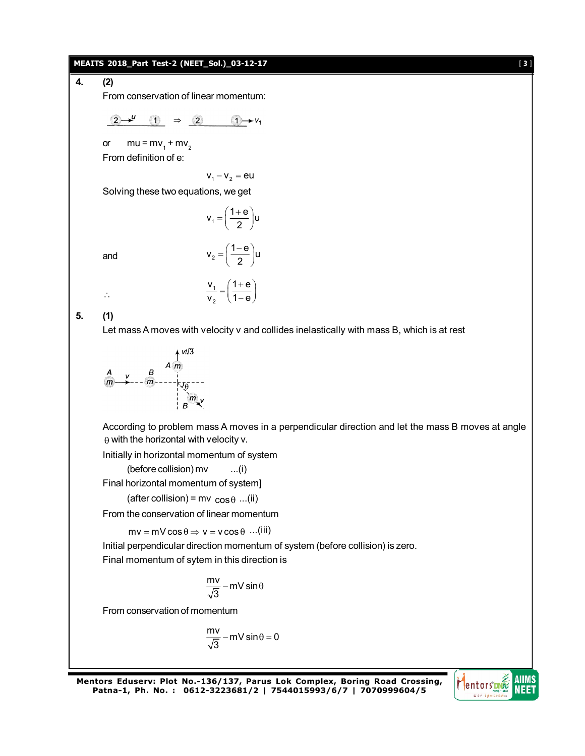**4. (2)**

From conservation of linear momentum:

$$\underset{}{(2)\xrightarrow{u}\quad (1)} \Rightarrow (2)\qquad (1)\rightarrow v_1$$

or $\quad mu = mv_1 + mv_2$

From definition of e:

$$v_1 - v_2 = eu$$

Solving these two equations, we get

$$v_1 = \left(\frac{1+e}{2}\right)u$$

and

$$v_2 = \left(\frac{1-e}{2}\right)u$$

$\therefore$

$$\frac{v_1}{v_2} = \left(\frac{1+e}{1-e}\right)$$

**5. (1)**

Let mass A moves with velocity v and collides inelastically with mass B, which is at rest

According to problem mass A moves in a perpendicular direction and let the mass B moves at angle $\theta$ with the horizontal with velocity v.

Initially in horizontal momentum of system

(before collision) mv ...(i)

Final horizontal momentum of system]

(after collision) = mv $\cos\theta$ ...(ii)

From the conservation of linear momentum

$$mv = mV\cos\theta \Rightarrow v = v\cos\theta \quad ...(iii)$$

Initial perpendicular direction momentum of system (before collision) is zero.

Final momentum of sytem in this direction is

$$\frac{mv}{\sqrt{3}} - mV\sin\theta$$

From conservation of momentum

$$\frac{mv}{\sqrt{3}} - mV\sin\theta = 0$$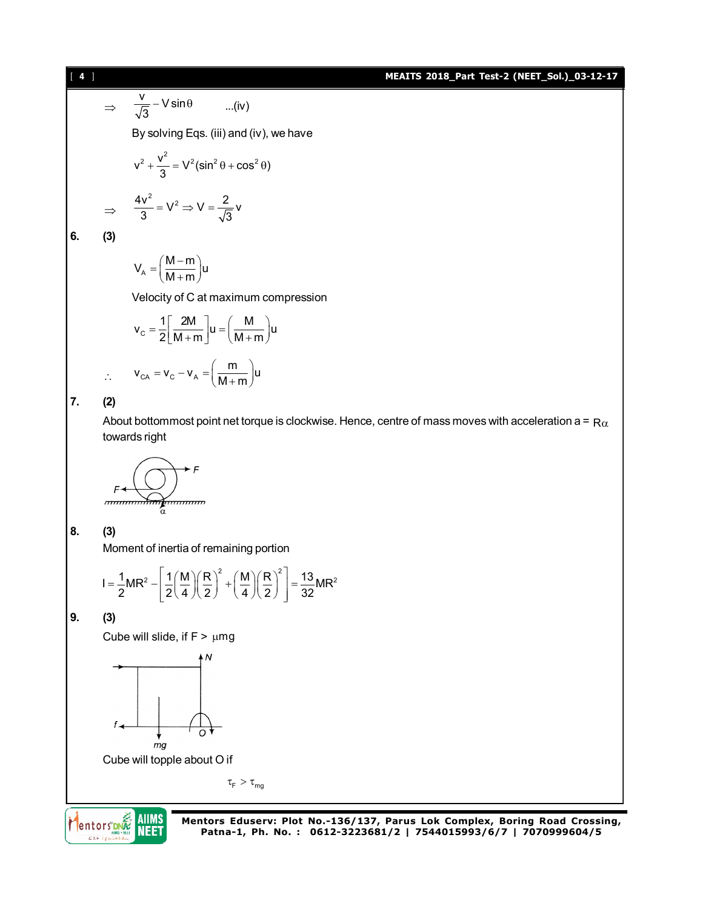$$\Rightarrow \quad \frac{v}{\sqrt{3}} - V\sin\theta \qquad ...(iv)$$

By solving Eqs. (iii) and (iv), we have

$$v^2 + \frac{v^2}{3} = V^2(\sin^2\theta + \cos^2\theta)$$

$$\Rightarrow \quad \frac{4v^2}{3} = V^2 \Rightarrow V = \frac{2}{\sqrt{3}}v$$

**6. (3)**

$$V_A = \left(\frac{M-m}{M+m}\right)u$$

Velocity of C at maximum compression

$$v_C = \frac{1}{2}\left[\frac{2M}{M+m}\right]u = \left(\frac{M}{M+m}\right)u$$

$$\therefore \quad v_{CA} = v_C - v_A = \left(\frac{m}{M+m}\right)u$$

**7. (2)**

About bottommost point net torque is clockwise. Hence, centre of mass moves with acceleration a = $R\alpha$ towards right

**8. (3)**

Moment of inertia of remaining portion

$$I = \frac{1}{2}MR^2 - \left[\frac{1}{2}\left(\frac{M}{4}\right)\left(\frac{R}{2}\right)^2 + \left(\frac{M}{4}\right)\left(\frac{R}{2}\right)^2\right] = \frac{13}{32}MR^2$$

**9. (3)**

Cube will slide, if F > $\mu mg$

Cube will topple about O if

$$\tau_F > \tau_{mg}$$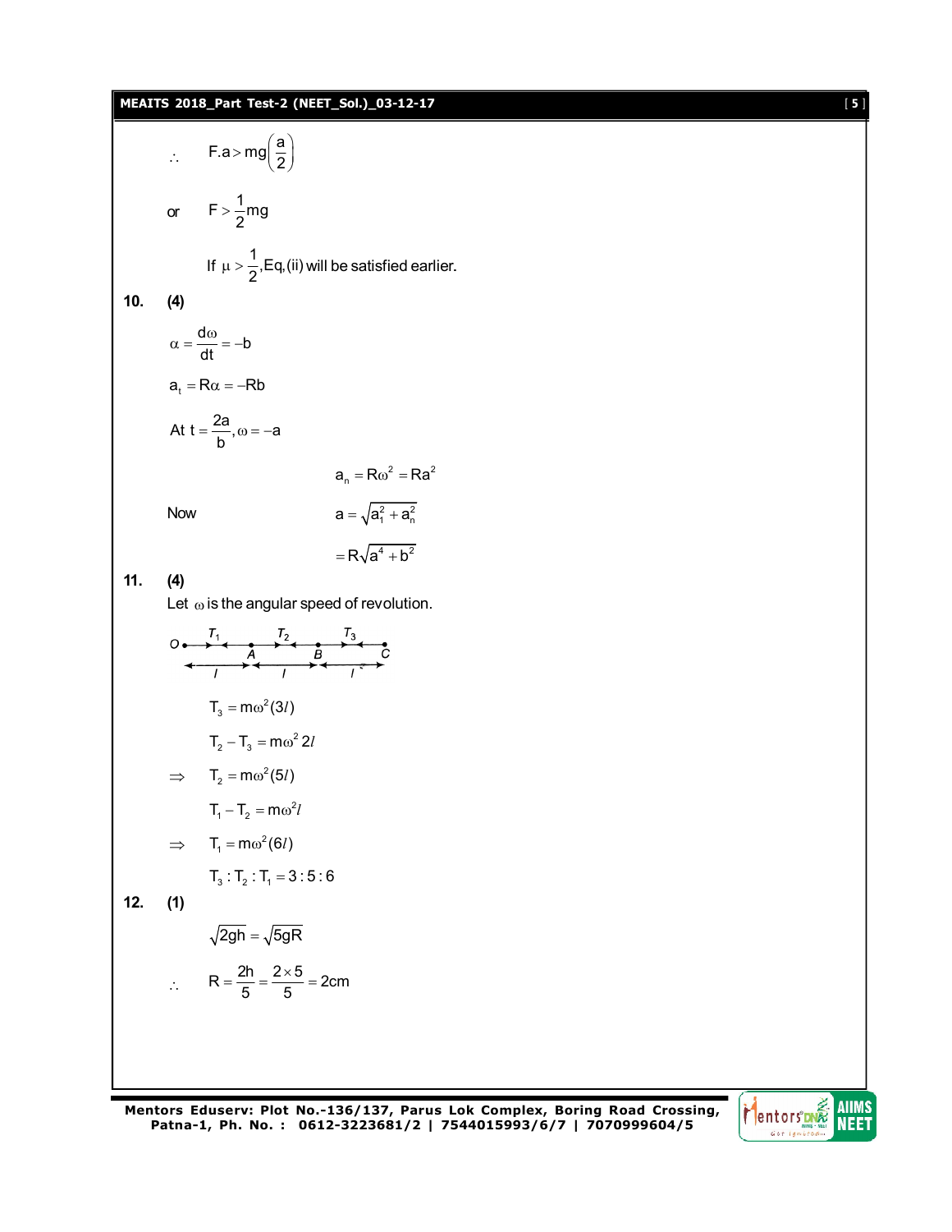$\therefore \quad F.a > mg\left(\frac{a}{2}\right)$

or $\quad F > \frac{1}{2}mg$

If $\mu > \frac{1}{2}$, Eq, (ii) will be satisfied earlier.

**10. (4)**

$\alpha = \frac{d\omega}{dt} = -b$

$a_t = R\alpha = -Rb$

At $t = \frac{2a}{b}, \omega = -a$

$$a_n = R\omega^2 = Ra^2$$

Now $$a = \sqrt{a_1^2 + a_n^2}$$

$$= R\sqrt{a^4 + b^2}$$

**11. (4)**

Let $\omega$ is the angular speed of revolution.

O — $T_1$ — A — $T_2$ — B — $T_3$ — C, with segments $l$, $l$, $l$

$T_3 = m\omega^2(3l)$

$T_2 - T_3 = m\omega^2 2l$

$\Rightarrow \quad T_2 = m\omega^2(5l)$

$T_1 - T_2 = m\omega^2 l$

$\Rightarrow \quad T_1 = m\omega^2(6l)$

$T_3 : T_2 : T_1 = 3 : 5 : 6$

**12. (1)**

$\sqrt{2gh} = \sqrt{5gR}$

$\therefore \quad R = \frac{2h}{5} = \frac{2 \times 5}{5} = 2\text{cm}$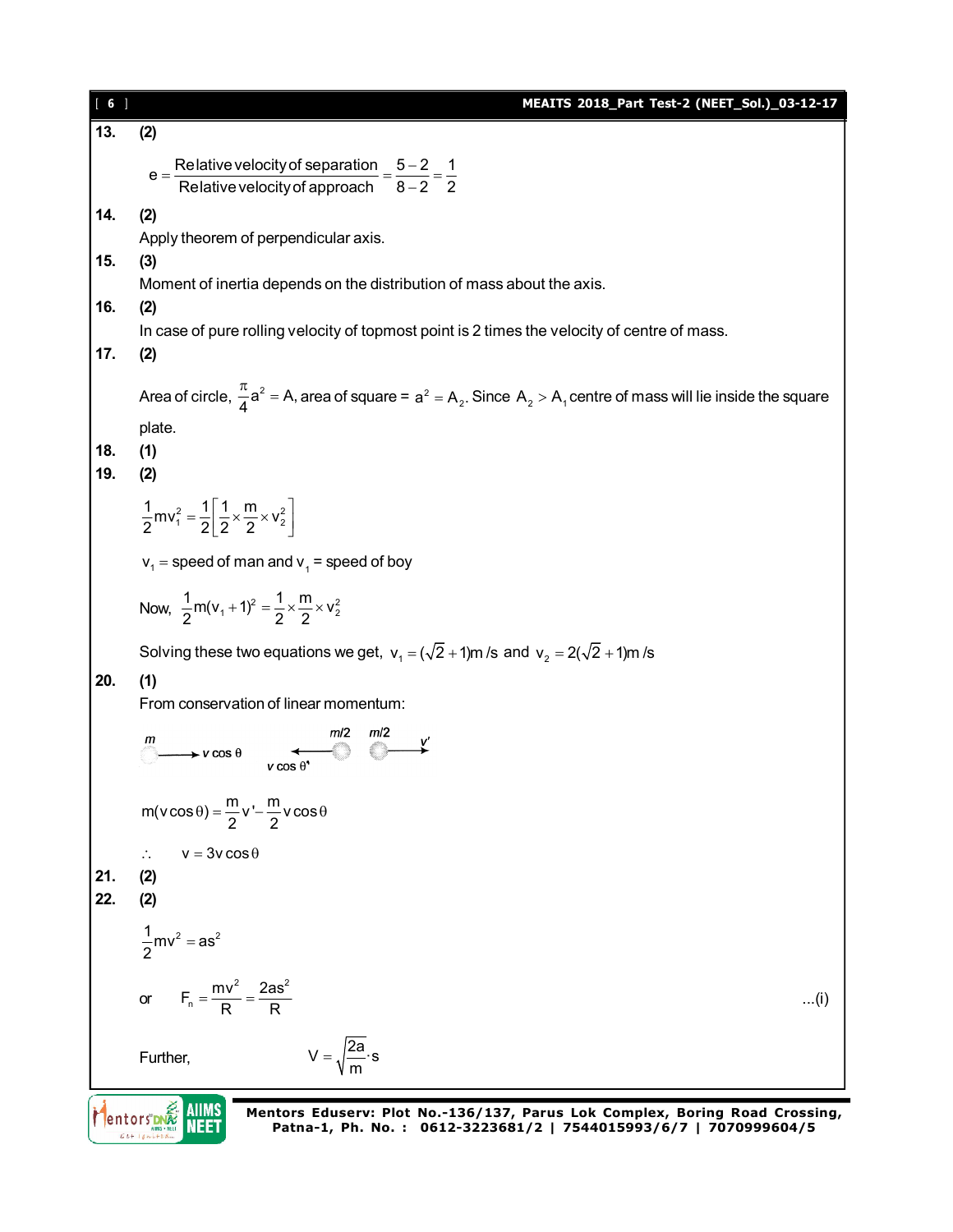**13.** **(2)**

$$e = \frac{\text{Relative velocity of separation}}{\text{Relative velocity of approach}} = \frac{5-2}{8-2} = \frac{1}{2}$$

**14.** **(2)**

Apply theorem of perpendicular axis.

**15.** **(3)**

Moment of inertia depends on the distribution of mass about the axis.

**16.** **(2)**

In case of pure rolling velocity of topmost point is 2 times the velocity of centre of mass.

**17.** **(2)**

Area of circle, $\frac{\pi}{4}a^2 = A$, area of square = $a^2 = A_2$. Since $A_2 > A_1$ centre of mass will lie inside the square plate.

**18.** **(1)**

**19.** **(2)**

$$\frac{1}{2}mv_1^2 = \frac{1}{2}\left[\frac{1}{2} \times \frac{m}{2} \times v_2^2\right]$$

$v_1$ = speed of man and $v_1$ = speed of boy

Now, $\frac{1}{2}m(v_1 + 1)^2 = \frac{1}{2} \times \frac{m}{2} \times v_2^2$

Solving these two equations we get, $v_1 = (\sqrt{2}+1)\text{m/s}$ and $v_2 = 2(\sqrt{2}+1)\text{m/s}$

**20.** **(1)**

From conservation of linear momentum:

$m$ → $v\cos\theta$ ; $m/2$ ← $v\cos\theta'$ ; $m/2$ → $v'$

$$m(v\cos\theta) = \frac{m}{2}v' - \frac{m}{2}v\cos\theta$$

$\therefore \quad v = 3v\cos\theta$

**21.** **(2)**

**22.** **(2)**

$$\frac{1}{2}mv^2 = as^2$$

or $\quad F_n = \frac{mv^2}{R} = \frac{2as^2}{R} \qquad$ ...(i)

Further, $\quad V = \sqrt{\frac{2a}{m}} \cdot s$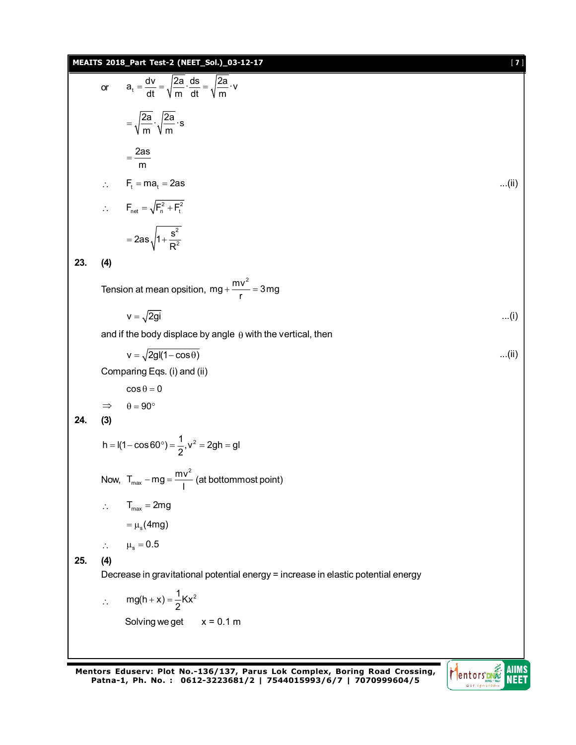or $\quad a_t = \dfrac{dv}{dt} = \sqrt{\dfrac{2a}{m}} \cdot \dfrac{ds}{dt} = \sqrt{\dfrac{2a}{m}} \cdot v$

$$= \sqrt{\frac{2a}{m}} \cdot \sqrt{\frac{2a}{m}} \cdot s$$

$$= \frac{2as}{m}$$

$\therefore \quad F_t = ma_t = 2as$ ...(ii)

$\therefore \quad F_{net} = \sqrt{F_n^2 + F_t^2}$

$$= 2as\sqrt{1 + \frac{s^2}{R^2}}$$

**23. (4)**

Tension at mean opsition, $mg + \dfrac{mv^2}{r} = 3mg$

$v = \sqrt{2gi}$ ...(i)

and if the body displace by angle $\theta$ with the vertical, then

$v = \sqrt{2gl(1 - \cos\theta)}$ ...(ii)

Comparing Eqs. (i) and (ii)

$\cos\theta = 0$

$\Rightarrow \quad \theta = 90^\circ$

**24. (3)**

$h = l(1 - \cos 60^\circ) = \dfrac{1}{2}, v^2 = 2gh = gl$

Now, $T_{max} - mg = \dfrac{mv^2}{l}$ (at bottommost point)

$\therefore \quad T_{max} = 2mg$

$= \mu_s(4mg)$

$\therefore \quad \mu_s = 0.5$

**25. (4)**

Decrease in gravitational potential energy = increase in elastic potential energy

$\therefore \quad mg(h + x) = \dfrac{1}{2}Kx^2$

Solving we get $\quad x = 0.1$ m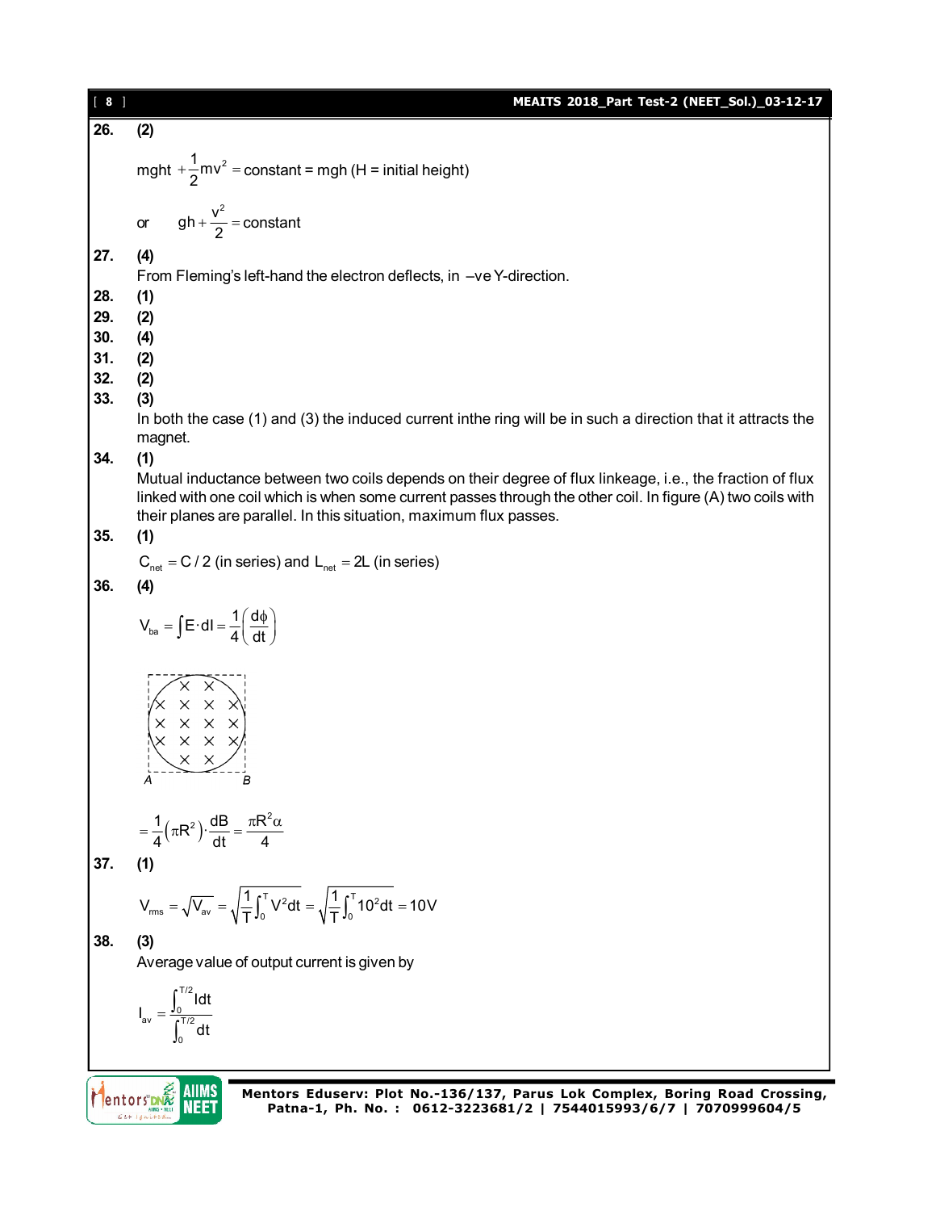**26.** **(2)**

$$mght + \frac{1}{2}mv^2 = \text{constant} = mgh \text{ (H = initial height)}$$

or $\quad gh + \dfrac{v^2}{2} = \text{constant}$

**27.** **(4)**

From Fleming's left-hand the electron deflects, in –ve Y-direction.

**28.** **(1)**

**29.** **(2)**

**30.** **(4)**

**31.** **(2)**

**32.** **(2)**

**33.** **(3)**

In both the case (1) and (3) the induced current inthe ring will be in such a direction that it attracts the magnet.

**34.** **(1)**

Mutual inductance between two coils depends on their degree of flux linkeage, i.e., the fraction of flux linked with one coil which is when some current passes through the other coil. In figure (A) two coils with their planes are parallel. In this situation, maximum flux passes.

**35.** **(1)**

$C_{net} = C/2$ (in series) and $L_{net} = 2L$ (in series)

**36.** **(4)**

$$V_{ba} = \int E \cdot dl = \frac{1}{4}\left(\frac{d\phi}{dt}\right)$$

$$= \frac{1}{4}\left(\pi R^2\right) \cdot \frac{dB}{dt} = \frac{\pi R^2 \alpha}{4}$$

**37.** **(1)**

$$V_{rms} = \sqrt{V_{av}} = \sqrt{\frac{1}{T}\int_0^T V^2 dt} = \sqrt{\frac{1}{T}\int_0^T 10^2 dt} = 10V$$

**38.** **(3)**

Average value of output current is given by

$$I_{av} = \frac{\int_0^{T/2} I dt}{\int_0^{T/2} dt}$$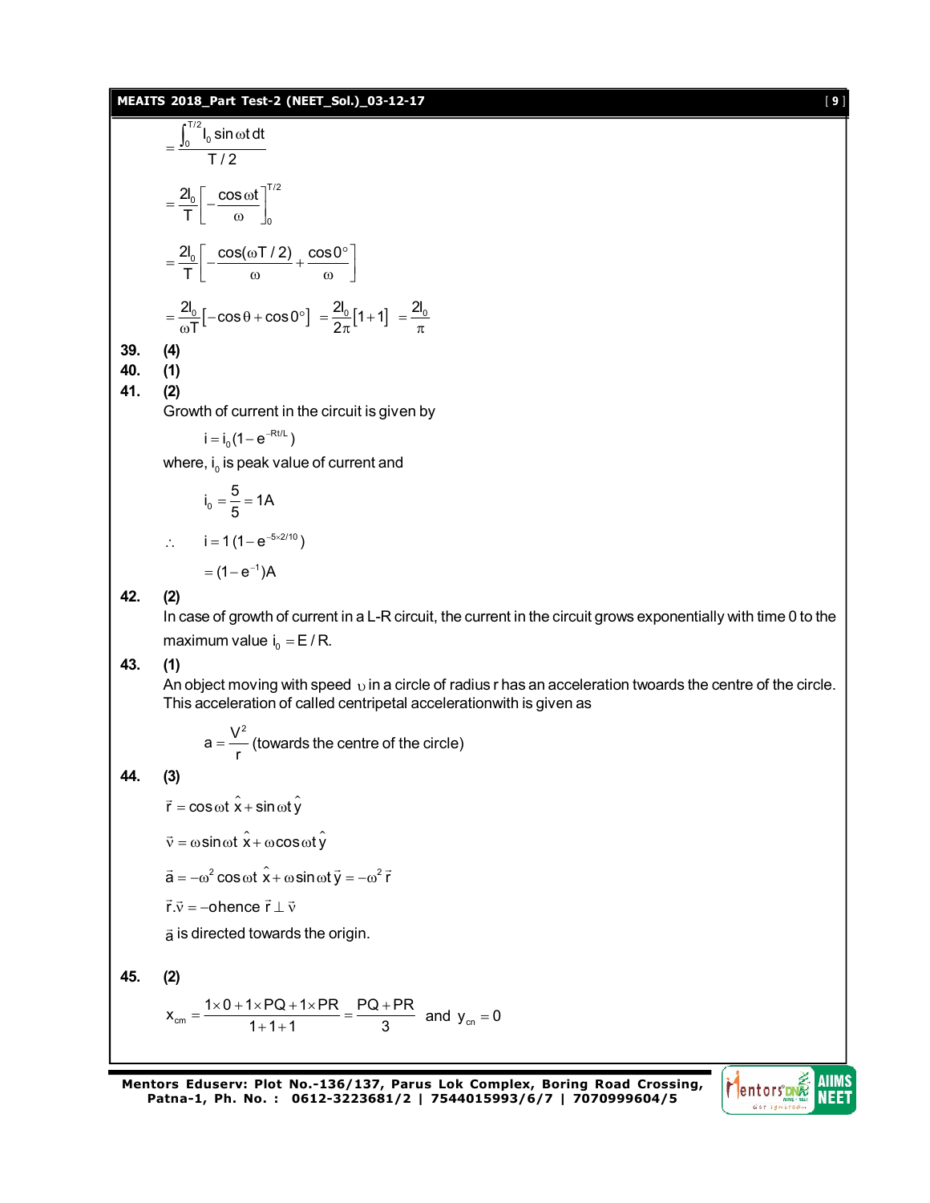$$= \frac{\int_0^{T/2} I_0 \sin\omega t \, dt}{T/2}$$

$$= \frac{2I_0}{T}\left[-\frac{\cos\omega t}{\omega}\right]_0^{T/2}$$

$$= \frac{2I_0}{T}\left[-\frac{\cos(\omega T/2)}{\omega} + \frac{\cos 0^\circ}{\omega}\right]$$

$$= \frac{2I_0}{\omega T}\left[-\cos\theta + \cos 0^\circ\right] = \frac{2I_0}{2\pi}[1+1] = \frac{2I_0}{\pi}$$

**39. (4)**

**40. (1)**

**41. (2)**

Growth of current in the circuit is given by

$$i = i_0(1 - e^{-Rt/L})$$

where, $i_0$ is peak value of current and

$$i_0 = \frac{5}{5} = 1\text{A}$$

$$\therefore \quad i = 1\,(1 - e^{-5\times 2/10})$$

$$= (1 - e^{-1})\text{A}$$

**42. (2)**

In case of growth of current in a L-R circuit, the current in the circuit grows exponentially with time 0 to the maximum value $i_0 = E/R$.

**43. (1)**

An object moving with speed $\upsilon$ in a circle of radius r has an acceleration twoards the centre of the circle. This acceleration of called centripetal accelerationwith is given as

$$a = \frac{V^2}{r} \text{ (towards the centre of the circle)}$$

**44. (3)**

$$\vec{r} = \cos\omega t\,\hat{x} + \sin\omega t\,\hat{y}$$

$$\vec{v} = \omega\sin\omega t\,\hat{x} + \omega\cos\omega t\,\hat{y}$$

$$\vec{a} = -\omega^2\cos\omega t\,\hat{x} + \omega\sin\omega t\,\vec{y} = -\omega^2\,\vec{r}$$

$\vec{r}.\vec{v} = -$ohence $\vec{r} \perp \vec{v}$

$\vec{a}$ is directed towards the origin.

**45. (2)**

$$x_{cm} = \frac{1\times 0 + 1\times PQ + 1\times PR}{1+1+1} = \frac{PQ + PR}{3} \text{ and } y_{cn} = 0$$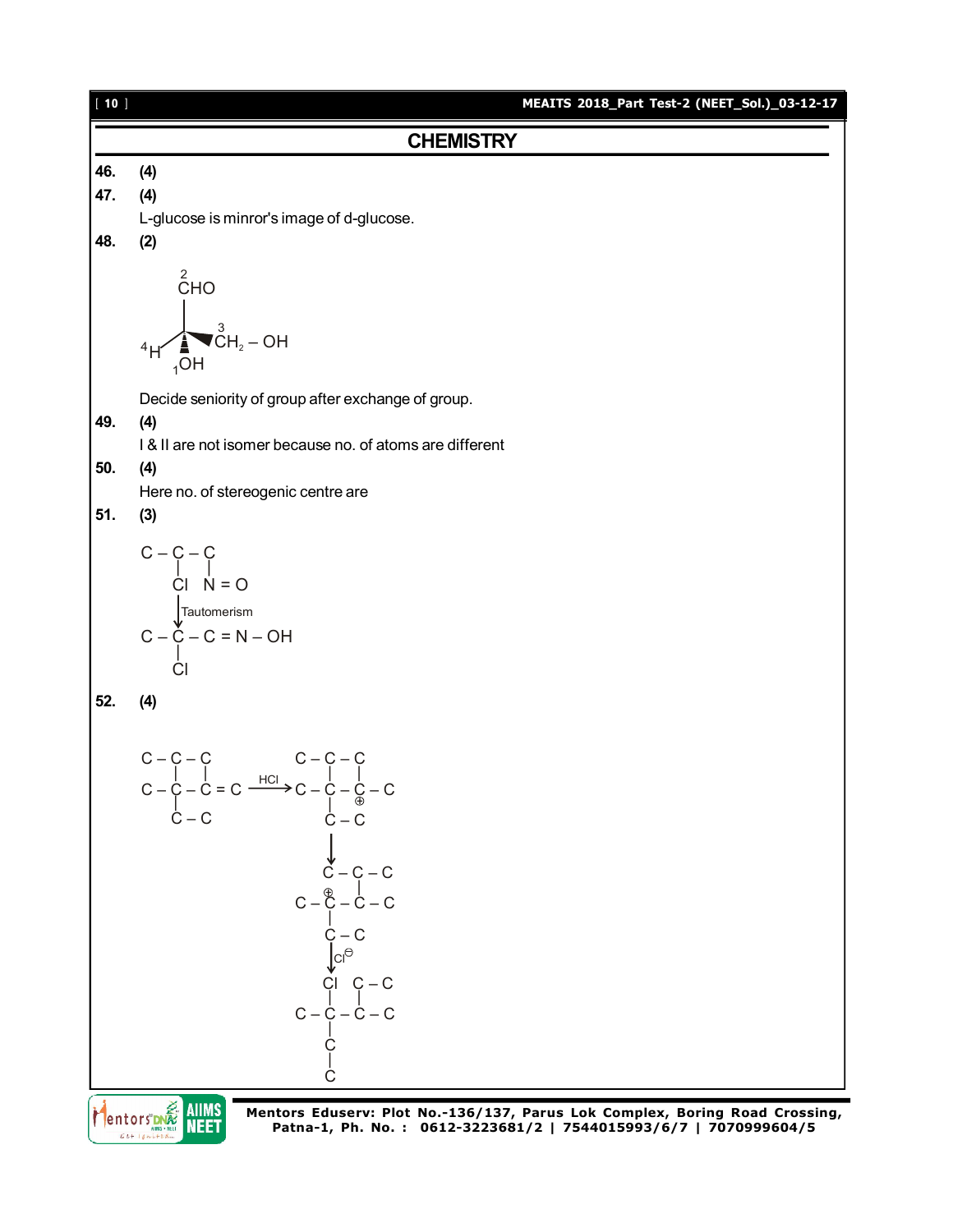## CHEMISTRY

**46.** **(4)**

**47.** **(4)**

L-glucose is minror's image of d-glucose.

**48.** **(2)**

```
        2
       CHO
        |
        |      3
  4H ---C◄ CH2 – OH
        ⋮
       1OH
```

Decide seniority of group after exchange of group.

**49.** **(4)**

I & II are not isomer because no. of atoms are different

**50.** **(4)**

Here no. of stereogenic centre are

**51.** **(3)**

```
C – C – C
    |   |
    Cl  N = O
    |
    | Tautomerism
    ↓
C – C – C = N – OH
    |
    Cl
```

**52.** **(4)**

```
C – C – C                 C – C – C
    |   |                     |   |
C – C – C = C  --HCl-->   C – C – C – C
    |                         |   ⊕
    C – C                     C – C
                              |
                              ↓
                              C – C – C
                              ⊕   |
                          C – C – C – C
                              |
                              C – C
                              |
                              ↓ Cl⊖
                              Cl  C – C
                              |   |
                          C – C – C – C
                              |
                              C
                              |
                              C
```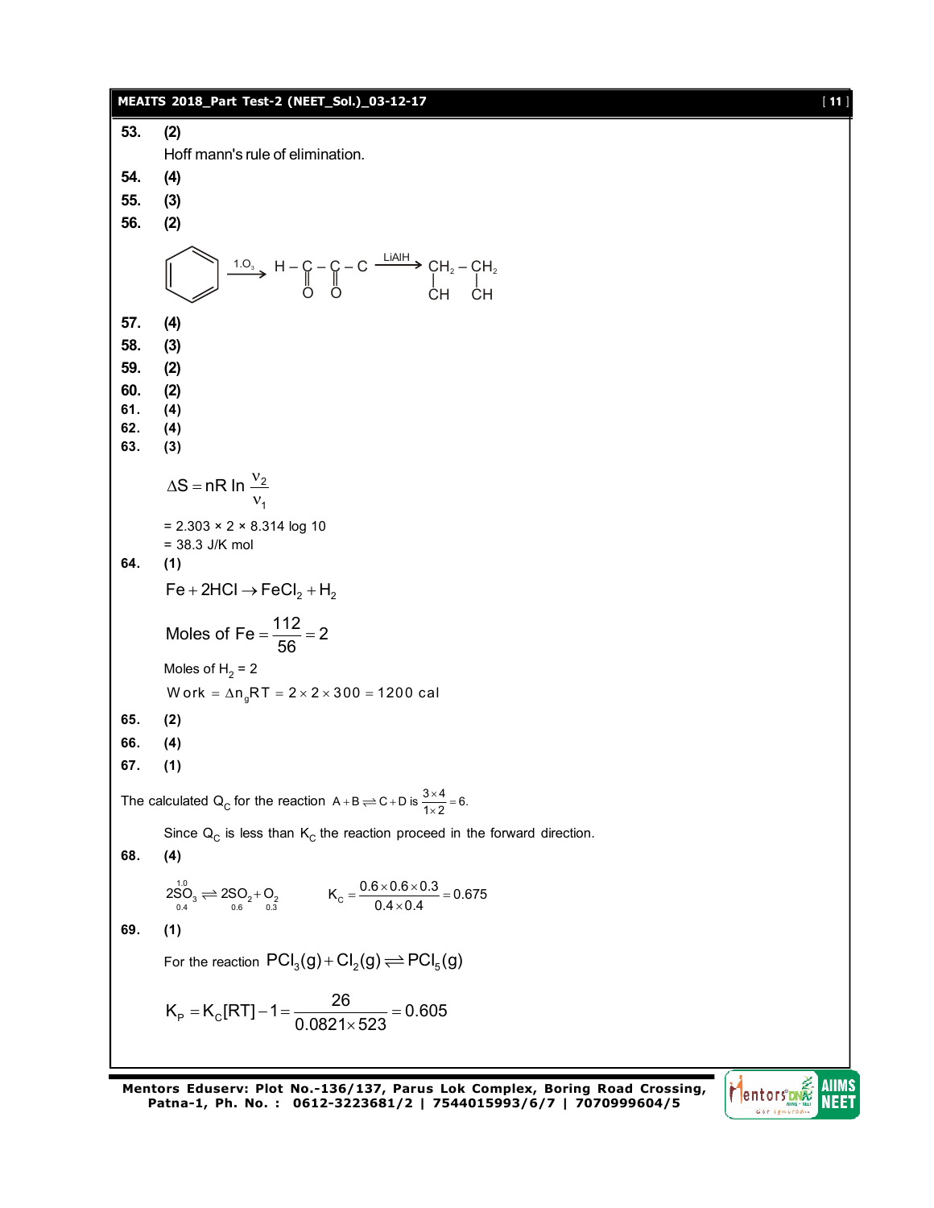**53.** **(2)**

Hoff mann's rule of elimination.

**54.** **(4)**

**55.** **(3)**

**56.** **(2)**

$$\text{Benzene} \xrightarrow{1.O_3} H-\underset{\underset{O}{\|}}{C}-\underset{\underset{O}{\|}}{C}-C \xrightarrow{LiAlH} \underset{\underset{CH}{|}}{CH_2}-\underset{\underset{CH}{|}}{CH_2}$$

**57.** **(4)**

**58.** **(3)**

**59.** **(2)**

**60.** **(2)**

**61.** **(4)**

**62.** **(4)**

**63.** **(3)**

$$\Delta S = nR \ln \frac{\nu_2}{\nu_1}$$

$= 2.303 \times 2 \times 8.314 \log 10$

$= 38.3$ J/K mol

**64.** **(1)**

$$Fe + 2HCl \rightarrow FeCl_2 + H_2$$

$$\text{Moles of Fe} = \frac{112}{56} = 2$$

Moles of $H_2$ = 2

$$\text{Work} = \Delta n_g RT = 2 \times 2 \times 300 = 1200 \text{ cal}$$

**65.** **(2)**

**66.** **(4)**

**67.** **(1)**

The calculated $Q_C$ for the reaction $A + B \rightleftharpoons C + D$ is $\frac{3 \times 4}{1 \times 2} = 6$.

Since $Q_C$ is less than $K_C$ the reaction proceed in the forward direction.

**68.** **(4)**

$$\underset{0.4}{\overset{1.0}{2SO_3}} \rightleftharpoons \underset{0.6}{2SO_2} + \underset{0.3}{O_2} \qquad K_C = \frac{0.6 \times 0.6 \times 0.3}{0.4 \times 0.4} = 0.675$$

**69.** **(1)**

For the reaction $PCl_3(g) + Cl_2(g) \rightleftharpoons PCl_5(g)$

$$K_P = K_C[RT] - 1 = \frac{26}{0.0821 \times 523} = 0.605$$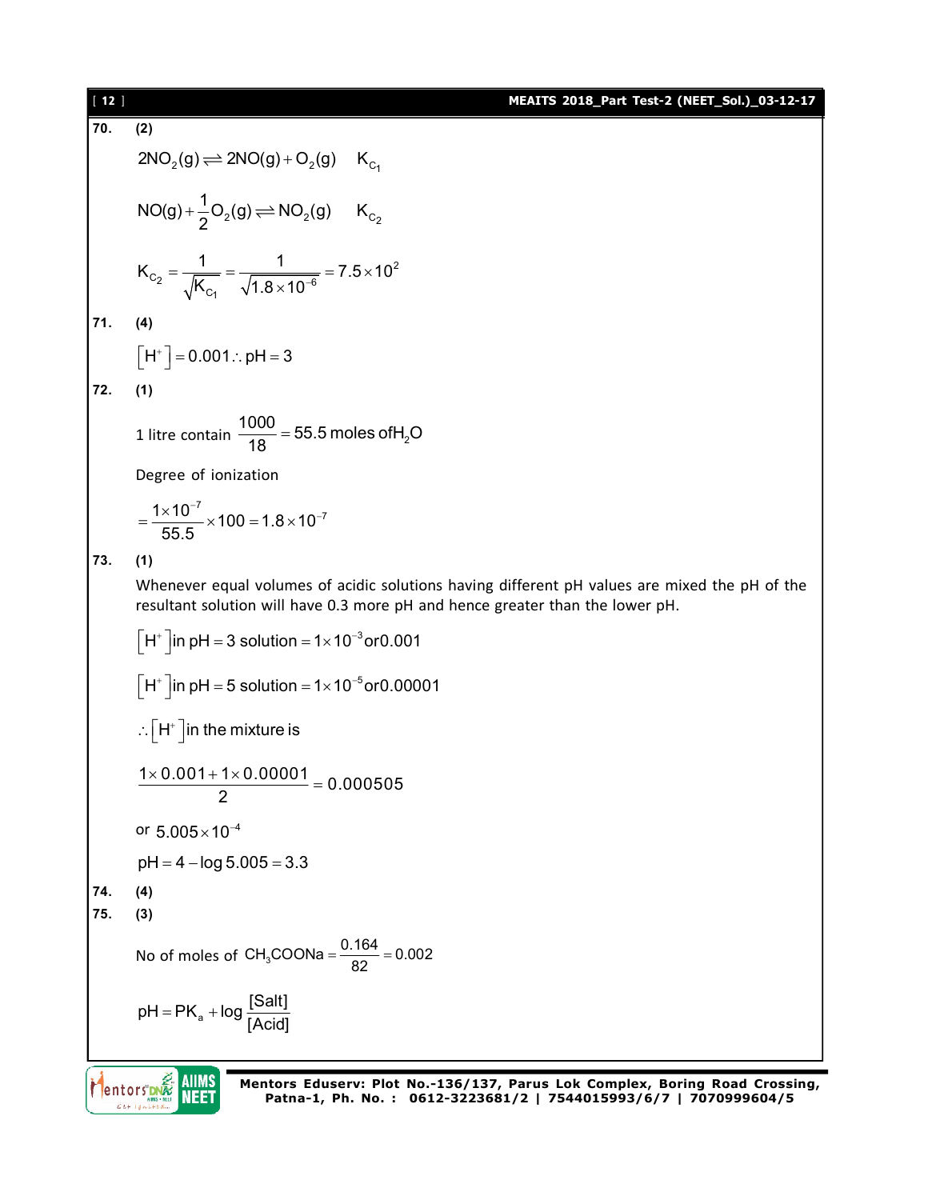**70.** **(2)**

$$2NO_2(g) \rightleftharpoons 2NO(g) + O_2(g) \quad K_{C_1}$$

$$NO(g) + \frac{1}{2}O_2(g) \rightleftharpoons NO_2(g) \quad K_{C_2}$$

$$K_{C_2} = \frac{1}{\sqrt{K_{C_1}}} = \frac{1}{\sqrt{1.8 \times 10^{-6}}} = 7.5 \times 10^2$$

**71.** **(4)**

$$\left[H^+\right] = 0.001 \therefore pH = 3$$

**72.** **(1)**

1 litre contain $\frac{1000}{18} = 55.5$ moles of $H_2O$

Degree of ionization

$$= \frac{1 \times 10^{-7}}{55.5} \times 100 = 1.8 \times 10^{-7}$$

**73.** **(1)**

Whenever equal volumes of acidic solutions having different pH values are mixed the pH of the resultant solution will have 0.3 more pH and hence greater than the lower pH.

$\left[H^+\right]$ in pH = 3 solution $= 1 \times 10^{-3}$ or $0.001$

$\left[H^+\right]$ in pH = 5 solution $= 1 \times 10^{-5}$ or $0.00001$

$\therefore \left[H^+\right]$ in the mixture is

$$\frac{1 \times 0.001 + 1 \times 0.00001}{2} = 0.000505$$

or $5.005 \times 10^{-4}$

$$pH = 4 - \log 5.005 = 3.3$$

**74.** **(4)**

**75.** **(3)**

No of moles of $CH_3COONa = \frac{0.164}{82} = 0.002$

$$pH = PK_a + \log \frac{[Salt]}{[Acid]}$$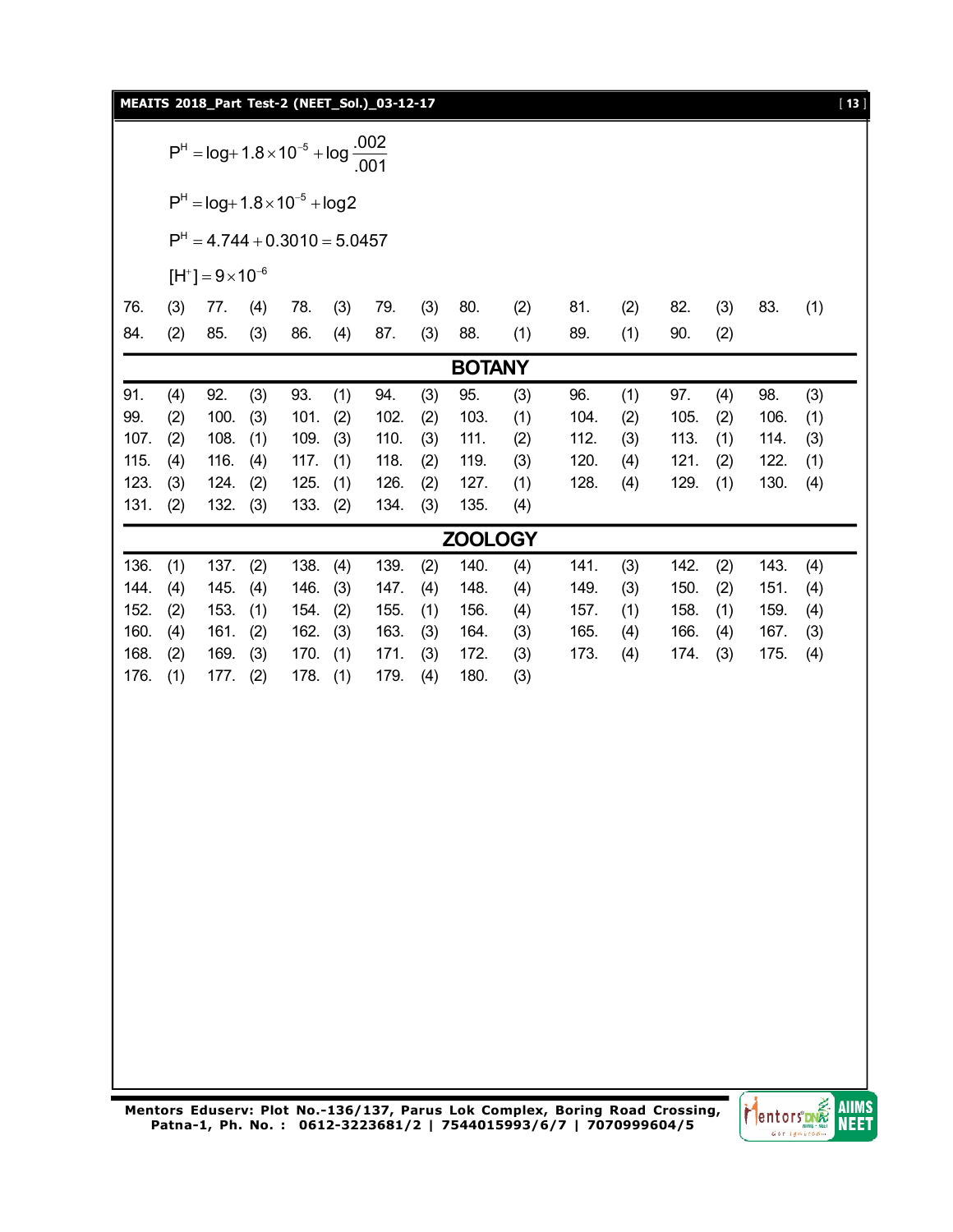$$P^H = \log + 1.8\times10^{-5} + \log\frac{.002}{.001}$$

$$P^H = \log + 1.8\times10^{-5} + \log 2$$

$$P^H = 4.744 + 0.3010 = 5.0457$$

$$[H^+] = 9\times10^{-6}$$

| | | | | | | | | | | | | | | | |
|---|---|---|---|---|---|---|---|---|---|---|---|---|---|---|---|
| 76. | (3) | 77. | (4) | 78. | (3) | 79. | (3) | 80. | (2) | 81. | (2) | 82. | (3) | 83. | (1) |
| 84. | (2) | 85. | (3) | 86. | (4) | 87. | (3) | 88. | (1) | 89. | (1) | 90. | (2) | | |

## BOTANY

| | | | | | | | | | | | | | | | |
|---|---|---|---|---|---|---|---|---|---|---|---|---|---|---|---|
| 91. | (4) | 92. | (3) | 93. | (1) | 94. | (3) | 95. | (3) | 96. | (1) | 97. | (4) | 98. | (3) |
| 99. | (2) | 100. | (3) | 101. | (2) | 102. | (2) | 103. | (1) | 104. | (2) | 105. | (2) | 106. | (1) |
| 107. | (2) | 108. | (1) | 109. | (3) | 110. | (3) | 111. | (2) | 112. | (3) | 113. | (1) | 114. | (3) |
| 115. | (4) | 116. | (4) | 117. | (1) | 118. | (2) | 119. | (3) | 120. | (4) | 121. | (2) | 122. | (1) |
| 123. | (3) | 124. | (2) | 125. | (1) | 126. | (2) | 127. | (1) | 128. | (4) | 129. | (1) | 130. | (4) |
| 131. | (2) | 132. | (3) | 133. | (2) | 134. | (3) | 135. | (4) | | | | | | |

## ZOOLOGY

| | | | | | | | | | | | | | | | |
|---|---|---|---|---|---|---|---|---|---|---|---|---|---|---|---|
| 136. | (1) | 137. | (2) | 138. | (4) | 139. | (2) | 140. | (4) | 141. | (3) | 142. | (2) | 143. | (4) |
| 144. | (4) | 145. | (4) | 146. | (3) | 147. | (4) | 148. | (4) | 149. | (3) | 150. | (2) | 151. | (4) |
| 152. | (2) | 153. | (1) | 154. | (2) | 155. | (1) | 156. | (4) | 157. | (1) | 158. | (1) | 159. | (4) |
| 160. | (4) | 161. | (2) | 162. | (3) | 163. | (3) | 164. | (3) | 165. | (4) | 166. | (4) | 167. | (3) |
| 168. | (2) | 169. | (3) | 170. | (1) | 171. | (3) | 172. | (3) | 173. | (4) | 174. | (3) | 175. | (4) |
| 176. | (1) | 177. | (2) | 178. | (1) | 179. | (4) | 180. | (3) | | | | | | |